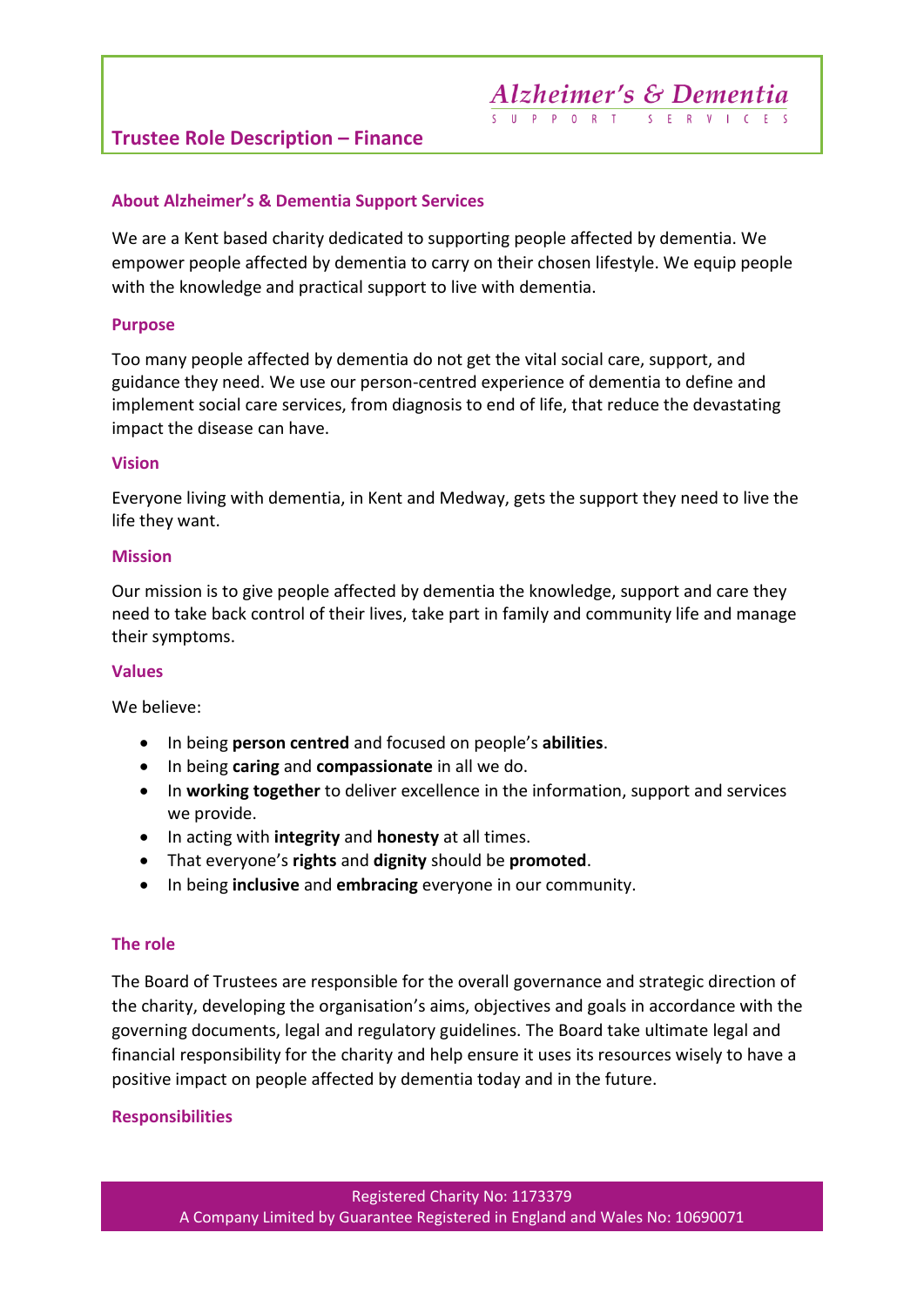# Trustee Role Description – Finance

Alzheimer's & Dementia Support Services

## About Alzheimer's & Dementia Support Services

We are a Kent based charity dedicated to supporting people affected by dementia. We empower people affected by dementia to carry on their chosen lifestyle. We equip people with the knowledge and practical support to live with dementia.

### Purpose

Too many people affected by dementia do not get the vital social care, support, and guidance they need. We use our person-centred experience of dementia to define and implement social care services, from diagnosis to end of life, that reduce the devastating impact the disease can have.

### Vision

Everyone living with dementia, in Kent and Medway, gets the support they need to live the life they want.

### Mission

Our mission is to give people affected by dementia the knowledge, support and care they need to take back control of their lives, take part in family and community life and manage their symptoms.

### Values

We believe:

- In being **person centred** and focused on people's **abilities**.
- In being **caring** and **compassionate** in all we do.
- In **working together** to deliver excellence in the information, support and services we provide.
- In acting with **integrity** and **honesty** at all times.
- That everyone's **rights** and **dignity** should be **promoted**.
- In being **inclusive** and **embracing** everyone in our community.

## The role

The Board of Trustees are responsible for the overall governance and strategic direction of the charity, developing the organisation's aims, objectives and goals in accordance with the governing documents, legal and regulatory guidelines. The Board take ultimate legal and financial responsibility for the charity and help ensure it uses its resources wisely to have a positive impact on people affected by dementia today and in the future.

## Responsibilities

Registered Charity No: 1173379
A Company Limited by Guarantee Registered in England and Wales No: 10690071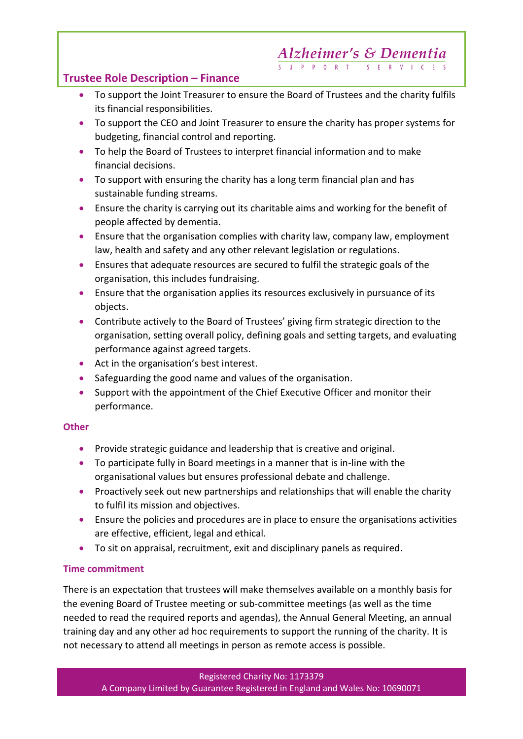## Trustee Role Description – Finance

- To support the Joint Treasurer to ensure the Board of Trustees and the charity fulfils its financial responsibilities.
- To support the CEO and Joint Treasurer to ensure the charity has proper systems for budgeting, financial control and reporting.
- To help the Board of Trustees to interpret financial information and to make financial decisions.
- To support with ensuring the charity has a long term financial plan and has sustainable funding streams.
- Ensure the charity is carrying out its charitable aims and working for the benefit of people affected by dementia.
- Ensure that the organisation complies with charity law, company law, employment law, health and safety and any other relevant legislation or regulations.
- Ensures that adequate resources are secured to fulfil the strategic goals of the organisation, this includes fundraising.
- Ensure that the organisation applies its resources exclusively in pursuance of its objects.
- Contribute actively to the Board of Trustees' giving firm strategic direction to the organisation, setting overall policy, defining goals and setting targets, and evaluating performance against agreed targets.
- Act in the organisation's best interest.
- Safeguarding the good name and values of the organisation.
- Support with the appointment of the Chief Executive Officer and monitor their performance.

### Other

- Provide strategic guidance and leadership that is creative and original.
- To participate fully in Board meetings in a manner that is in-line with the organisational values but ensures professional debate and challenge.
- Proactively seek out new partnerships and relationships that will enable the charity to fulfil its mission and objectives.
- Ensure the policies and procedures are in place to ensure the organisations activities are effective, efficient, legal and ethical.
- To sit on appraisal, recruitment, exit and disciplinary panels as required.

### Time commitment

There is an expectation that trustees will make themselves available on a monthly basis for the evening Board of Trustee meeting or sub-committee meetings (as well as the time needed to read the required reports and agendas), the Annual General Meeting, an annual training day and any other ad hoc requirements to support the running of the charity. It is not necessary to attend all meetings in person as remote access is possible.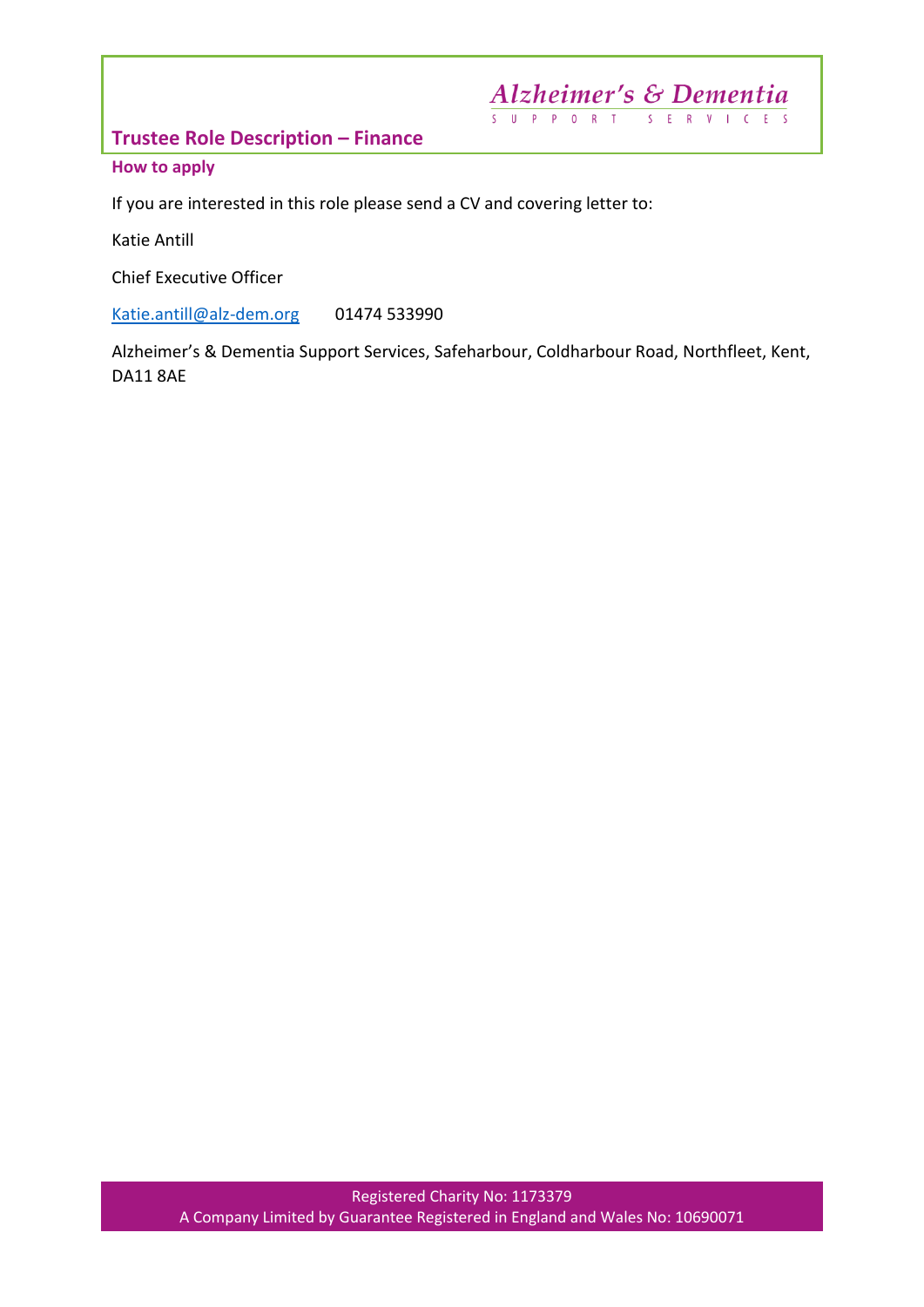## Trustee Role Description – Finance

### How to apply

If you are interested in this role please send a CV and covering letter to:

Katie Antill

Chief Executive Officer

Katie.antill@alz-dem.org    01474 533990

Alzheimer's & Dementia Support Services, Safeharbour, Coldharbour Road, Northfleet, Kent, DA11 8AE

Registered Charity No: 1173379
A Company Limited by Guarantee Registered in England and Wales No: 10690071